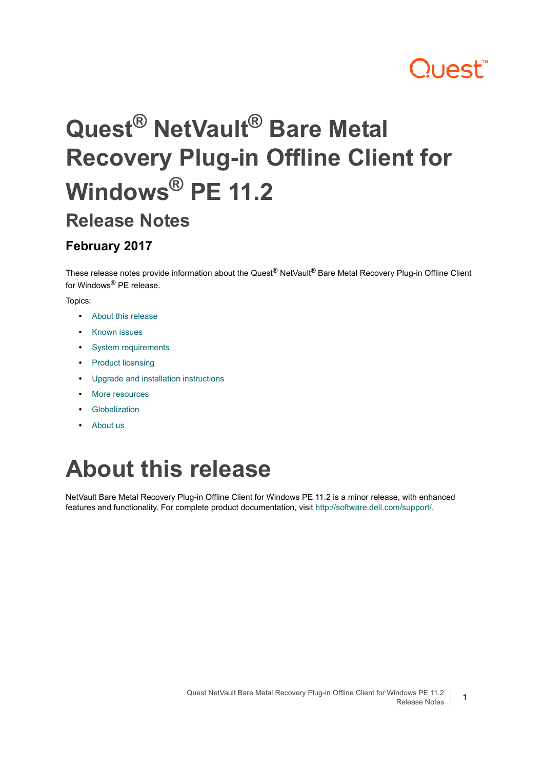# Quest® NetVault® Bare Metal Recovery Plug-in Offline Client for Windows® PE 11.2

## Release Notes

### February 2017

These release notes provide information about the Quest® NetVault® Bare Metal Recovery Plug-in Offline Client for Windows® PE release.

Topics:

- About this release
- Known issues
- System requirements
- Product licensing
- Upgrade and installation instructions
- More resources
- Globalization
- About us

# About this release

NetVault Bare Metal Recovery Plug-in Offline Client for Windows PE 11.2 is a minor release, with enhanced features and functionality. For complete product documentation, visit http://software.dell.com/support/.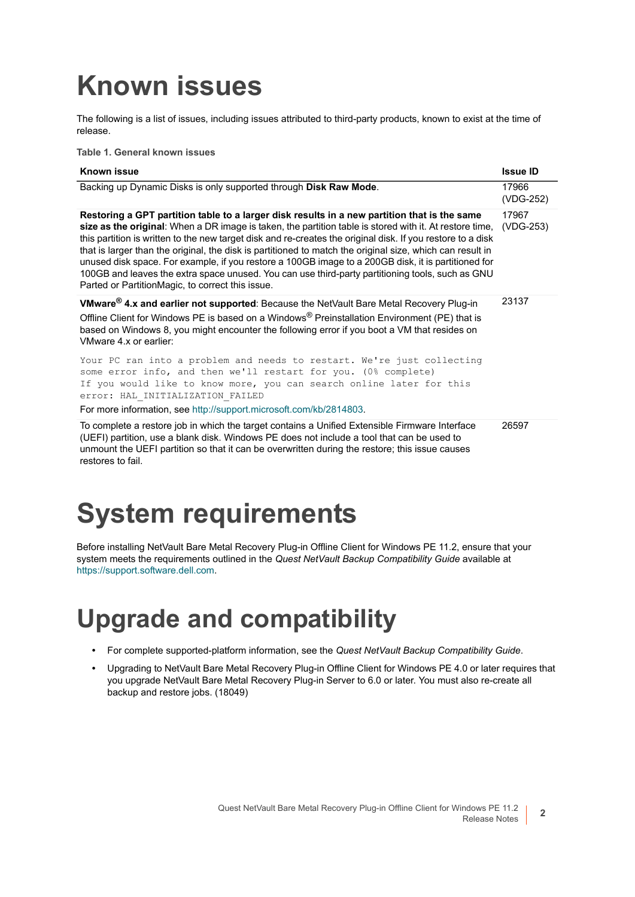# Known issues

The following is a list of issues, including issues attributed to third-party products, known to exist at the time of release.

**Table 1. General known issues**

| Known issue | Issue ID |
|---|---|
| Backing up Dynamic Disks is only supported through **Disk Raw Mode**. | 17966 (VDG-252) |
| **Restoring a GPT partition table to a larger disk results in a new partition that is the same size as the original**: When a DR image is taken, the partition table is stored with it. At restore time, this partition is written to the new target disk and re-creates the original disk. If you restore to a disk that is larger than the original, the disk is partitioned to match the original size, which can result in unused disk space. For example, if you restore a 100GB image to a 200GB disk, it is partitioned for 100GB and leaves the extra space unused. You can use third-party partitioning tools, such as GNU Parted or PartitionMagic, to correct this issue. | 17967 (VDG-253) |
| **VMware® 4.x and earlier not supported**: Because the NetVault Bare Metal Recovery Plug-in Offline Client for Windows PE is based on a Windows® Preinstallation Environment (PE) that is based on Windows 8, you might encounter the following error if you boot a VM that resides on VMware 4.x or earlier:<br>`Your PC ran into a problem and needs to restart. We're just collecting some error info, and then we'll restart for you. (0% complete) If you would like to know more, you can search online later for this error: HAL_INITIALIZATION_FAILED`<br>For more information, see http://support.microsoft.com/kb/2814803. | 23137 |
| To complete a restore job in which the target contains a Unified Extensible Firmware Interface (UEFI) partition, use a blank disk. Windows PE does not include a tool that can be used to unmount the UEFI partition so that it can be overwritten during the restore; this issue causes restores to fail. | 26597 |

# System requirements

Before installing NetVault Bare Metal Recovery Plug-in Offline Client for Windows PE 11.2, ensure that your system meets the requirements outlined in the *Quest NetVault Backup Compatibility Guide* available at https://support.software.dell.com.

# Upgrade and compatibility

- For complete supported-platform information, see the *Quest NetVault Backup Compatibility Guide*.
- Upgrading to NetVault Bare Metal Recovery Plug-in Offline Client for Windows PE 4.0 or later requires that you upgrade NetVault Bare Metal Recovery Plug-in Server to 6.0 or later. You must also re-create all backup and restore jobs. (18049)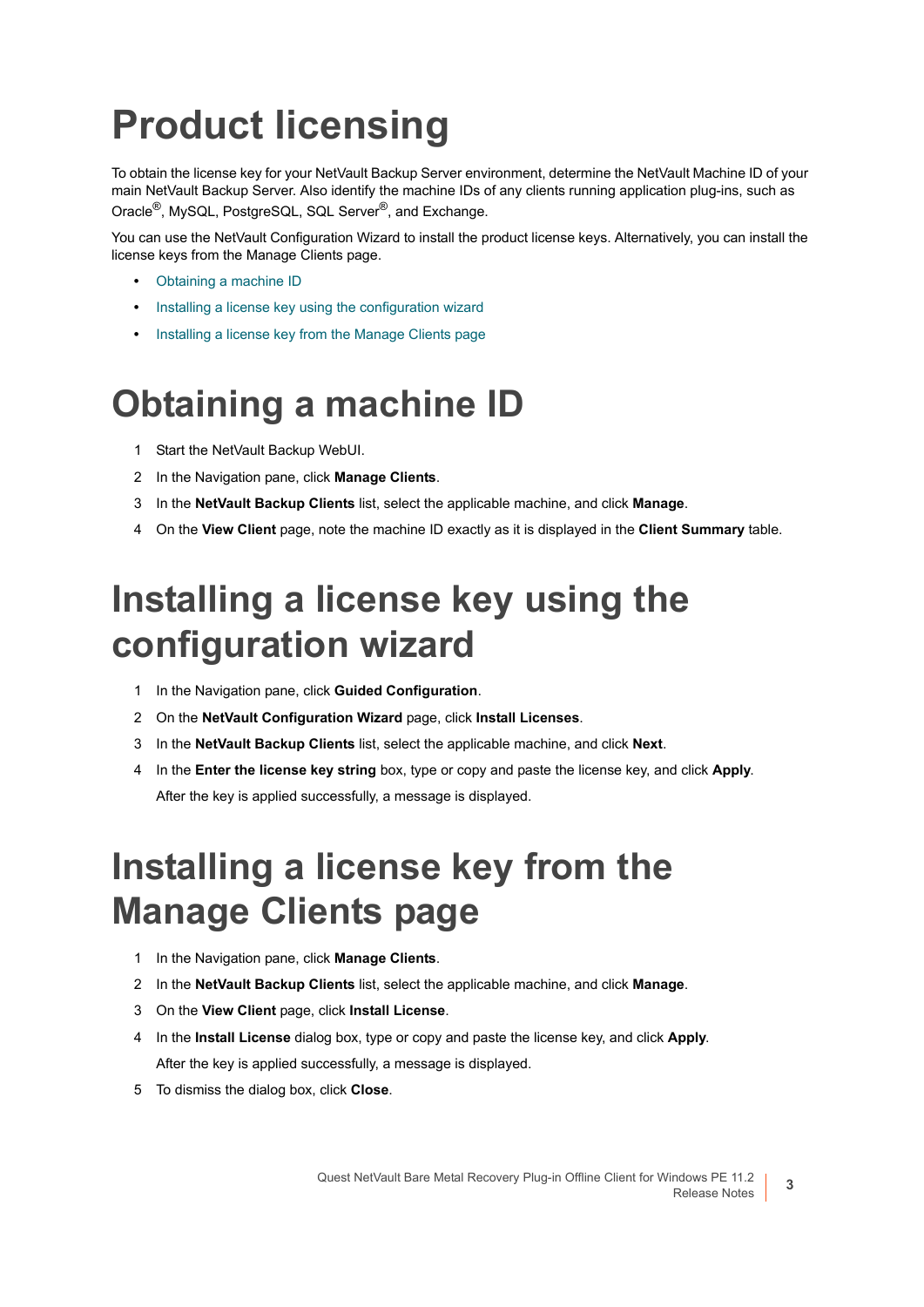# Product licensing

To obtain the license key for your NetVault Backup Server environment, determine the NetVault Machine ID of your main NetVault Backup Server. Also identify the machine IDs of any clients running application plug-ins, such as Oracle®, MySQL, PostgreSQL, SQL Server®, and Exchange.

You can use the NetVault Configuration Wizard to install the product license keys. Alternatively, you can install the license keys from the Manage Clients page.

- Obtaining a machine ID
- Installing a license key using the configuration wizard
- Installing a license key from the Manage Clients page

# Obtaining a machine ID

1. Start the NetVault Backup WebUI.
2. In the Navigation pane, click **Manage Clients**.
3. In the **NetVault Backup Clients** list, select the applicable machine, and click **Manage**.
4. On the **View Client** page, note the machine ID exactly as it is displayed in the **Client Summary** table.

# Installing a license key using the configuration wizard

1. In the Navigation pane, click **Guided Configuration**.
2. On the **NetVault Configuration Wizard** page, click **Install Licenses**.
3. In the **NetVault Backup Clients** list, select the applicable machine, and click **Next**.
4. In the **Enter the license key string** box, type or copy and paste the license key, and click **Apply**.

   After the key is applied successfully, a message is displayed.

# Installing a license key from the Manage Clients page

1. In the Navigation pane, click **Manage Clients**.
2. In the **NetVault Backup Clients** list, select the applicable machine, and click **Manage**.
3. On the **View Client** page, click **Install License**.
4. In the **Install License** dialog box, type or copy and paste the license key, and click **Apply**.

   After the key is applied successfully, a message is displayed.
5. To dismiss the dialog box, click **Close**.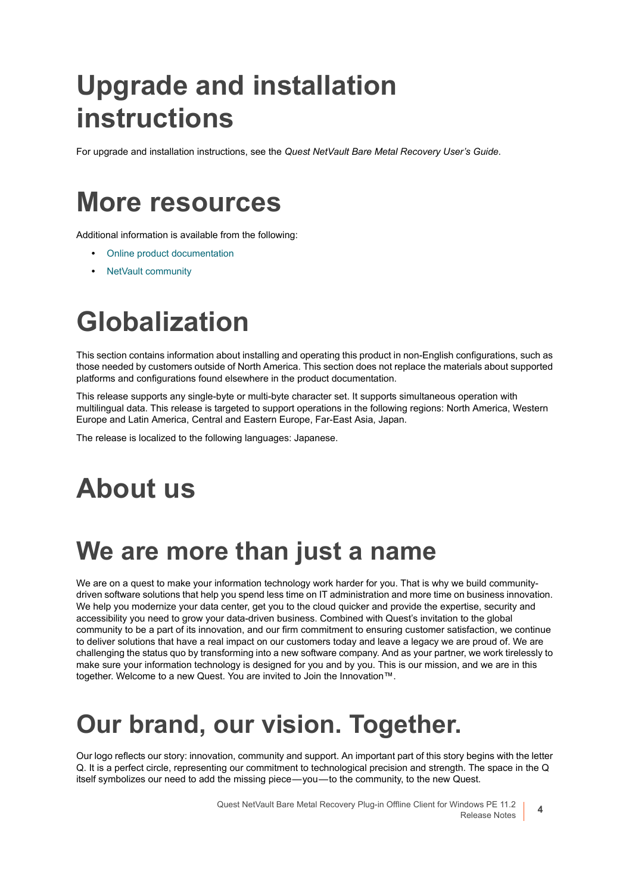# Upgrade and installation instructions

For upgrade and installation instructions, see the *Quest NetVault Bare Metal Recovery User's Guide*.

# More resources

Additional information is available from the following:

- Online product documentation
- NetVault community

# Globalization

This section contains information about installing and operating this product in non-English configurations, such as those needed by customers outside of North America. This section does not replace the materials about supported platforms and configurations found elsewhere in the product documentation.

This release supports any single-byte or multi-byte character set. It supports simultaneous operation with multilingual data. This release is targeted to support operations in the following regions: North America, Western Europe and Latin America, Central and Eastern Europe, Far-East Asia, Japan.

The release is localized to the following languages: Japanese.

# About us

## We are more than just a name

We are on a quest to make your information technology work harder for you. That is why we build community-driven software solutions that help you spend less time on IT administration and more time on business innovation. We help you modernize your data center, get you to the cloud quicker and provide the expertise, security and accessibility you need to grow your data-driven business. Combined with Quest's invitation to the global community to be a part of its innovation, and our firm commitment to ensuring customer satisfaction, we continue to deliver solutions that have a real impact on our customers today and leave a legacy we are proud of. We are challenging the status quo by transforming into a new software company. And as your partner, we work tirelessly to make sure your information technology is designed for you and by you. This is our mission, and we are in this together. Welcome to a new Quest. You are invited to Join the Innovation™.

## Our brand, our vision. Together.

Our logo reflects our story: innovation, community and support. An important part of this story begins with the letter Q. It is a perfect circle, representing our commitment to technological precision and strength. The space in the Q itself symbolizes our need to add the missing piece—you—to the community, to the new Quest.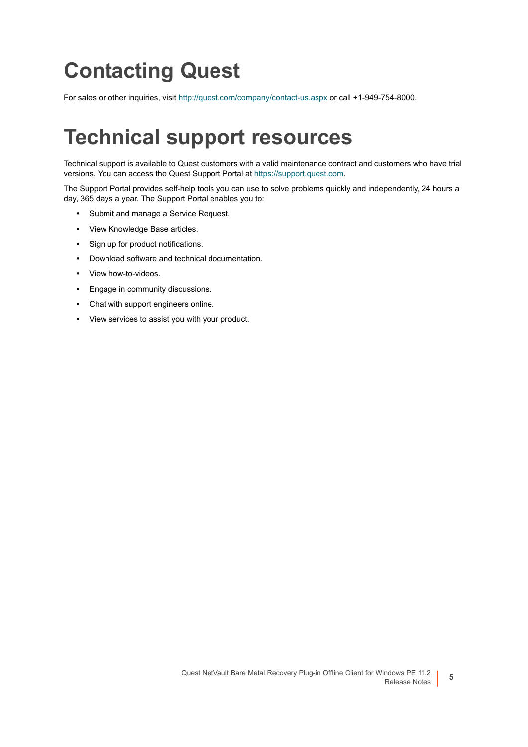# Contacting Quest

For sales or other inquiries, visit http://quest.com/company/contact-us.aspx or call +1-949-754-8000.

# Technical support resources

Technical support is available to Quest customers with a valid maintenance contract and customers who have trial versions. You can access the Quest Support Portal at https://support.quest.com.

The Support Portal provides self-help tools you can use to solve problems quickly and independently, 24 hours a day, 365 days a year. The Support Portal enables you to:

- Submit and manage a Service Request.
- View Knowledge Base articles.
- Sign up for product notifications.
- Download software and technical documentation.
- View how-to-videos.
- Engage in community discussions.
- Chat with support engineers online.
- View services to assist you with your product.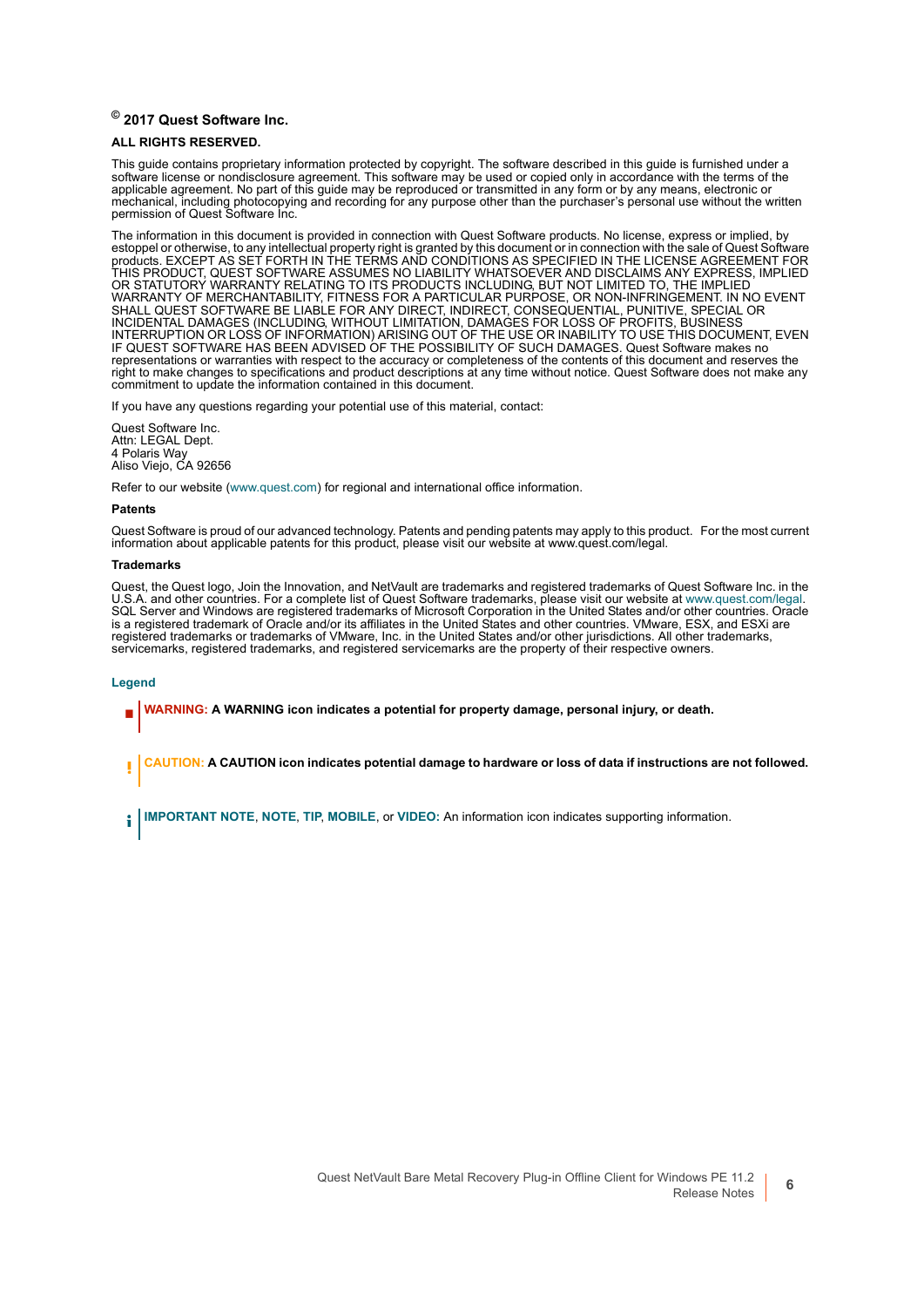**© 2017 Quest Software Inc.**

**ALL RIGHTS RESERVED.**

This guide contains proprietary information protected by copyright. The software described in this guide is furnished under a software license or nondisclosure agreement. This software may be used or copied only in accordance with the terms of the applicable agreement. No part of this guide may be reproduced or transmitted in any form or by any means, electronic or mechanical, including photocopying and recording for any purpose other than the purchaser's personal use without the written permission of Quest Software Inc.

The information in this document is provided in connection with Quest Software products. No license, express or implied, by estoppel or otherwise, to any intellectual property right is granted by this document or in connection with the sale of Quest Software products. EXCEPT AS SET FORTH IN THE TERMS AND CONDITIONS AS SPECIFIED IN THE LICENSE AGREEMENT FOR THIS PRODUCT, QUEST SOFTWARE ASSUMES NO LIABILITY WHATSOEVER AND DISCLAIMS ANY EXPRESS, IMPLIED OR STATUTORY WARRANTY RELATING TO ITS PRODUCTS INCLUDING, BUT NOT LIMITED TO, THE IMPLIED WARRANTY OF MERCHANTABILITY, FITNESS FOR A PARTICULAR PURPOSE, OR NON-INFRINGEMENT. IN NO EVENT SHALL QUEST SOFTWARE BE LIABLE FOR ANY DIRECT, INDIRECT, CONSEQUENTIAL, PUNITIVE, SPECIAL OR INCIDENTAL DAMAGES (INCLUDING, WITHOUT LIMITATION, DAMAGES FOR LOSS OF PROFITS, BUSINESS INTERRUPTION OR LOSS OF INFORMATION) ARISING OUT OF THE USE OR INABILITY TO USE THIS DOCUMENT, EVEN IF QUEST SOFTWARE HAS BEEN ADVISED OF THE POSSIBILITY OF SUCH DAMAGES. Quest Software makes no representations or warranties with respect to the accuracy or completeness of the contents of this document and reserves the right to make changes to specifications and product descriptions at any time without notice. Quest Software does not make any commitment to update the information contained in this document.

If you have any questions regarding your potential use of this material, contact:

Quest Software Inc.
Attn: LEGAL Dept.
4 Polaris Way
Aliso Viejo, CA 92656

Refer to our website (www.quest.com) for regional and international office information.

**Patents**

Quest Software is proud of our advanced technology. Patents and pending patents may apply to this product. For the most current information about applicable patents for this product, please visit our website at www.quest.com/legal.

**Trademarks**

Quest, the Quest logo, Join the Innovation, and NetVault are trademarks and registered trademarks of Quest Software Inc. in the U.S.A. and other countries. For a complete list of Quest Software trademarks, please visit our website at www.quest.com/legal. SQL Server and Windows are registered trademarks of Microsoft Corporation in the United States and/or other countries. Oracle is a registered trademark of Oracle and/or its affiliates in the United States and other countries. VMware, ESX, and ESXi are registered trademarks or trademarks of VMware, Inc. in the United States and/or other jurisdictions. All other trademarks, servicemarks, registered trademarks, and registered servicemarks are the property of their respective owners.

**Legend**

**WARNING: A WARNING icon indicates a potential for property damage, personal injury, or death.**

**CAUTION: A CAUTION icon indicates potential damage to hardware or loss of data if instructions are not followed.**

**IMPORTANT NOTE**, **NOTE**, **TIP**, **MOBILE**, or **VIDEO:** An information icon indicates supporting information.